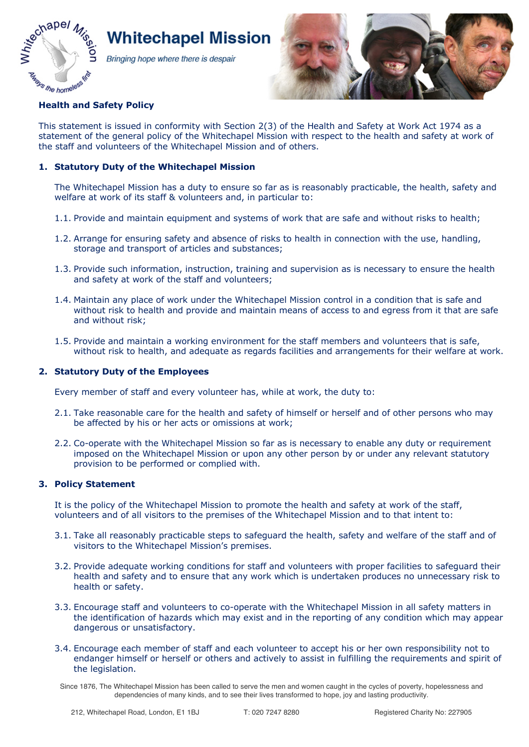# Whitechapel Mission

*Bringing hope where there is despair*

## Health and Safety Policy

This statement is issued in conformity with Section 2(3) of the Health and Safety at Work Act 1974 as a statement of the general policy of the Whitechapel Mission with respect to the health and safety at work of the staff and volunteers of the Whitechapel Mission and of others.

### 1. Statutory Duty of the Whitechapel Mission

The Whitechapel Mission has a duty to ensure so far as is reasonably practicable, the health, safety and welfare at work of its staff & volunteers and, in particular to:

1.1. Provide and maintain equipment and systems of work that are safe and without risks to health;

1.2. Arrange for ensuring safety and absence of risks to health in connection with the use, handling, storage and transport of articles and substances;

1.3. Provide such information, instruction, training and supervision as is necessary to ensure the health and safety at work of the staff and volunteers;

1.4. Maintain any place of work under the Whitechapel Mission control in a condition that is safe and without risk to health and provide and maintain means of access to and egress from it that are safe and without risk;

1.5. Provide and maintain a working environment for the staff members and volunteers that is safe, without risk to health, and adequate as regards facilities and arrangements for their welfare at work.

### 2. Statutory Duty of the Employees

Every member of staff and every volunteer has, while at work, the duty to:

2.1. Take reasonable care for the health and safety of himself or herself and of other persons who may be affected by his or her acts or omissions at work;

2.2. Co-operate with the Whitechapel Mission so far as is necessary to enable any duty or requirement imposed on the Whitechapel Mission or upon any other person by or under any relevant statutory provision to be performed or complied with.

### 3. Policy Statement

It is the policy of the Whitechapel Mission to promote the health and safety at work of the staff, volunteers and of all visitors to the premises of the Whitechapel Mission and to that intent to:

3.1. Take all reasonably practicable steps to safeguard the health, safety and welfare of the staff and of visitors to the Whitechapel Mission's premises.

3.2. Provide adequate working conditions for staff and volunteers with proper facilities to safeguard their health and safety and to ensure that any work which is undertaken produces no unnecessary risk to health or safety.

3.3. Encourage staff and volunteers to co-operate with the Whitechapel Mission in all safety matters in the identification of hazards which may exist and in the reporting of any condition which may appear dangerous or unsatisfactory.

3.4. Encourage each member of staff and each volunteer to accept his or her own responsibility not to endanger himself or herself or others and actively to assist in fulfilling the requirements and spirit of the legislation.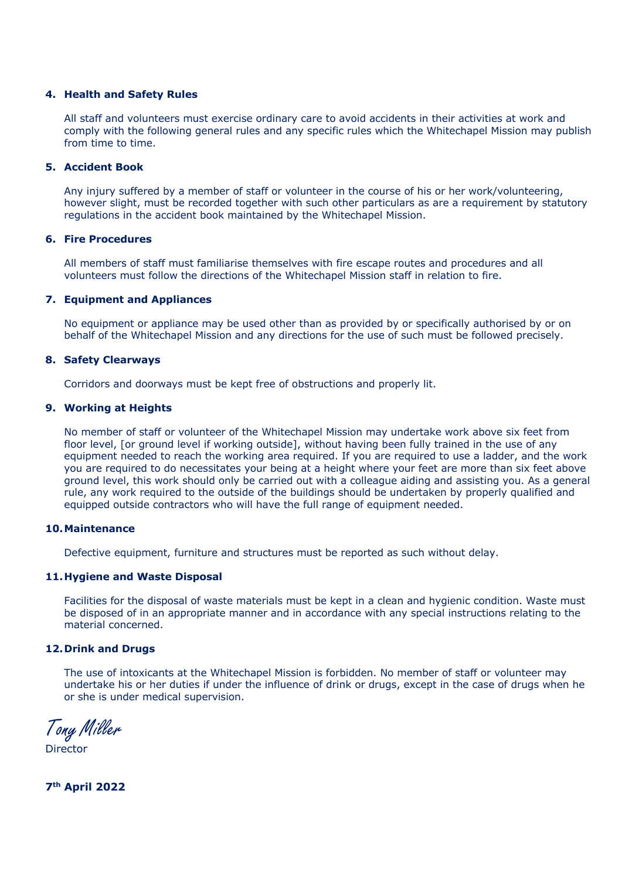## 4. Health and Safety Rules

All staff and volunteers must exercise ordinary care to avoid accidents in their activities at work and comply with the following general rules and any specific rules which the Whitechapel Mission may publish from time to time.

## 5. Accident Book

Any injury suffered by a member of staff or volunteer in the course of his or her work/volunteering, however slight, must be recorded together with such other particulars as are a requirement by statutory regulations in the accident book maintained by the Whitechapel Mission.

## 6. Fire Procedures

All members of staff must familiarise themselves with fire escape routes and procedures and all volunteers must follow the directions of the Whitechapel Mission staff in relation to fire.

## 7. Equipment and Appliances

No equipment or appliance may be used other than as provided by or specifically authorised by or on behalf of the Whitechapel Mission and any directions for the use of such must be followed precisely.

## 8. Safety Clearways

Corridors and doorways must be kept free of obstructions and properly lit.

## 9. Working at Heights

No member of staff or volunteer of the Whitechapel Mission may undertake work above six feet from floor level, [or ground level if working outside], without having been fully trained in the use of any equipment needed to reach the working area required. If you are required to use a ladder, and the work you are required to do necessitates your being at a height where your feet are more than six feet above ground level, this work should only be carried out with a colleague aiding and assisting you. As a general rule, any work required to the outside of the buildings should be undertaken by properly qualified and equipped outside contractors who will have the full range of equipment needed.

## 10. Maintenance

Defective equipment, furniture and structures must be reported as such without delay.

## 11. Hygiene and Waste Disposal

Facilities for the disposal of waste materials must be kept in a clean and hygienic condition. Waste must be disposed of in an appropriate manner and in accordance with any special instructions relating to the material concerned.

## 12. Drink and Drugs

The use of intoxicants at the Whitechapel Mission is forbidden. No member of staff or volunteer may undertake his or her duties if under the influence of drink or drugs, except in the case of drugs when he or she is under medical supervision.

*Tony Miller*
Director

**7th April 2022**